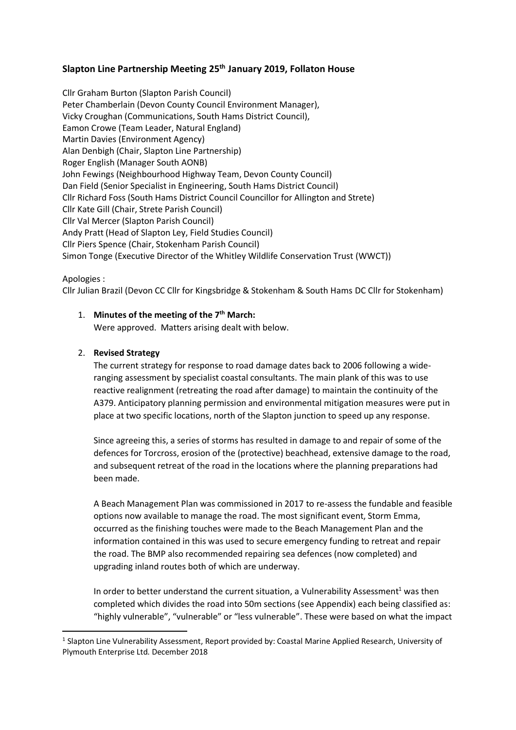# Slapton Line Partnership Meeting 25th January 2019, Follaton House

Cllr Graham Burton (Slapton Parish Council)
Peter Chamberlain (Devon County Council Environment Manager),
Vicky Croughan (Communications, South Hams District Council),
Eamon Crowe (Team Leader, Natural England)
Martin Davies (Environment Agency)
Alan Denbigh (Chair, Slapton Line Partnership)
Roger English (Manager South AONB)
John Fewings (Neighbourhood Highway Team, Devon County Council)
Dan Field (Senior Specialist in Engineering, South Hams District Council)
Cllr Richard Foss (South Hams District Council Councillor for Allington and Strete)
Cllr Kate Gill (Chair, Strete Parish Council)
Cllr Val Mercer (Slapton Parish Council)
Andy Pratt (Head of Slapton Ley, Field Studies Council)
Cllr Piers Spence (Chair, Stokenham Parish Council)
Simon Tonge (Executive Director of the Whitley Wildlife Conservation Trust (WWCT))

Apologies :
Cllr Julian Brazil (Devon CC Cllr for Kingsbridge & Stokenham & South Hams DC Cllr for Stokenham)

1. **Minutes of the meeting of the 7th March:**
   Were approved. Matters arising dealt with below.

2. **Revised Strategy**
   The current strategy for response to road damage dates back to 2006 following a wide-ranging assessment by specialist coastal consultants. The main plank of this was to use reactive realignment (retreating the road after damage) to maintain the continuity of the A379. Anticipatory planning permission and environmental mitigation measures were put in place at two specific locations, north of the Slapton junction to speed up any response.

   Since agreeing this, a series of storms has resulted in damage to and repair of some of the defences for Torcross, erosion of the (protective) beachhead, extensive damage to the road, and subsequent retreat of the road in the locations where the planning preparations had been made.

   A Beach Management Plan was commissioned in 2017 to re-assess the fundable and feasible options now available to manage the road. The most significant event, Storm Emma, occurred as the finishing touches were made to the Beach Management Plan and the information contained in this was used to secure emergency funding to retreat and repair the road. The BMP also recommended repairing sea defences (now completed) and upgrading inland routes both of which are underway.

   In order to better understand the current situation, a Vulnerability Assessment[1] was then completed which divides the road into 50m sections (see Appendix) each being classified as: "highly vulnerable", "vulnerable" or "less vulnerable". These were based on what the impact

[1] Slapton Line Vulnerability Assessment, Report provided by: Coastal Marine Applied Research, University of Plymouth Enterprise Ltd. December 2018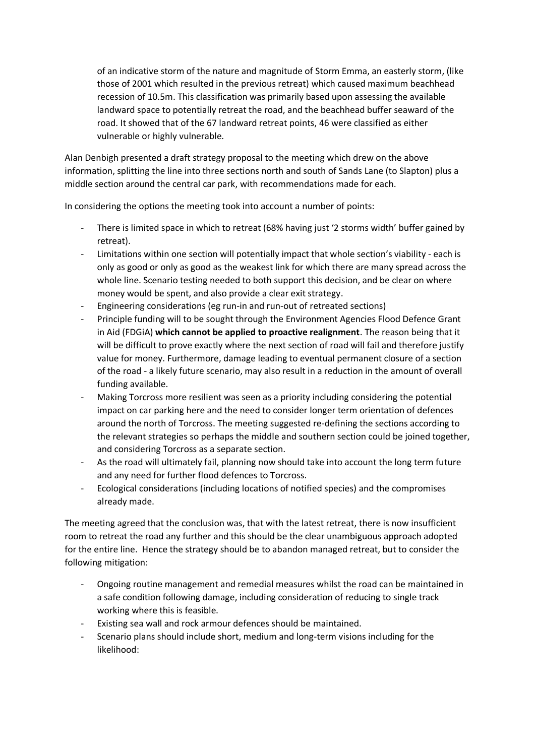of an indicative storm of the nature and magnitude of Storm Emma, an easterly storm, (like those of 2001 which resulted in the previous retreat) which caused maximum beachhead recession of 10.5m. This classification was primarily based upon assessing the available landward space to potentially retreat the road, and the beachhead buffer seaward of the road. It showed that of the 67 landward retreat points, 46 were classified as either vulnerable or highly vulnerable.

Alan Denbigh presented a draft strategy proposal to the meeting which drew on the above information, splitting the line into three sections north and south of Sands Lane (to Slapton) plus a middle section around the central car park, with recommendations made for each.

In considering the options the meeting took into account a number of points:

- There is limited space in which to retreat (68% having just '2 storms width' buffer gained by retreat).
- Limitations within one section will potentially impact that whole section's viability - each is only as good or only as good as the weakest link for which there are many spread across the whole line. Scenario testing needed to both support this decision, and be clear on where money would be spent, and also provide a clear exit strategy.
- Engineering considerations (eg run-in and run-out of retreated sections)
- Principle funding will to be sought through the Environment Agencies Flood Defence Grant in Aid (FDGiA) **which cannot be applied to proactive realignment**. The reason being that it will be difficult to prove exactly where the next section of road will fail and therefore justify value for money. Furthermore, damage leading to eventual permanent closure of a section of the road - a likely future scenario, may also result in a reduction in the amount of overall funding available.
- Making Torcross more resilient was seen as a priority including considering the potential impact on car parking here and the need to consider longer term orientation of defences around the north of Torcross. The meeting suggested re-defining the sections according to the relevant strategies so perhaps the middle and southern section could be joined together, and considering Torcross as a separate section.
- As the road will ultimately fail, planning now should take into account the long term future and any need for further flood defences to Torcross.
- Ecological considerations (including locations of notified species) and the compromises already made.

The meeting agreed that the conclusion was, that with the latest retreat, there is now insufficient room to retreat the road any further and this should be the clear unambiguous approach adopted for the entire line. Hence the strategy should be to abandon managed retreat, but to consider the following mitigation:

- Ongoing routine management and remedial measures whilst the road can be maintained in a safe condition following damage, including consideration of reducing to single track working where this is feasible.
- Existing sea wall and rock armour defences should be maintained.
- Scenario plans should include short, medium and long-term visions including for the likelihood: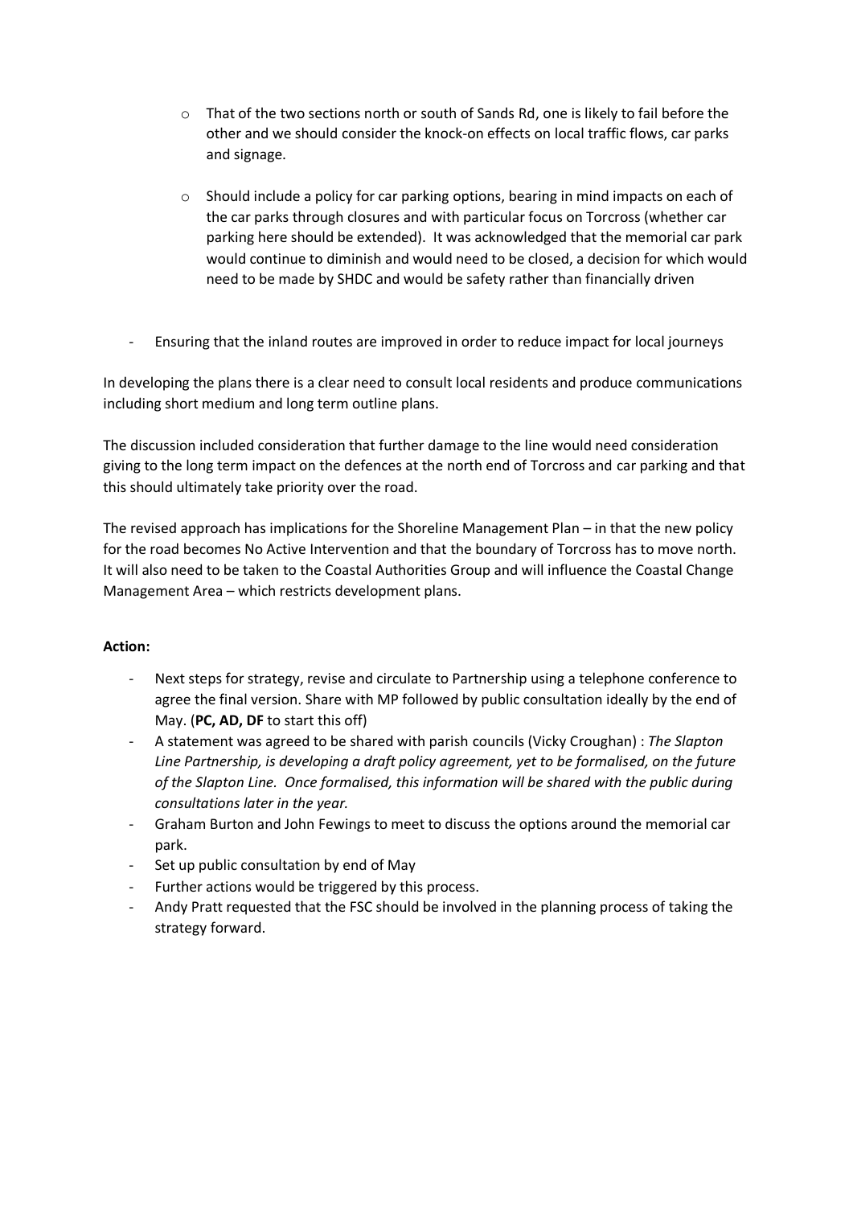- That of the two sections north or south of Sands Rd, one is likely to fail before the other and we should consider the knock-on effects on local traffic flows, car parks and signage.
  - Should include a policy for car parking options, bearing in mind impacts on each of the car parks through closures and with particular focus on Torcross (whether car parking here should be extended). It was acknowledged that the memorial car park would continue to diminish and would need to be closed, a decision for which would need to be made by SHDC and would be safety rather than financially driven

- Ensuring that the inland routes are improved in order to reduce impact for local journeys

In developing the plans there is a clear need to consult local residents and produce communications including short medium and long term outline plans.

The discussion included consideration that further damage to the line would need consideration giving to the long term impact on the defences at the north end of Torcross and car parking and that this should ultimately take priority over the road.

The revised approach has implications for the Shoreline Management Plan – in that the new policy for the road becomes No Active Intervention and that the boundary of Torcross has to move north. It will also need to be taken to the Coastal Authorities Group and will influence the Coastal Change Management Area – which restricts development plans.

**Action:**

- Next steps for strategy, revise and circulate to Partnership using a telephone conference to agree the final version. Share with MP followed by public consultation ideally by the end of May. (**PC, AD, DF** to start this off)
- A statement was agreed to be shared with parish councils (Vicky Croughan) : *The Slapton Line Partnership, is developing a draft policy agreement, yet to be formalised, on the future of the Slapton Line. Once formalised, this information will be shared with the public during consultations later in the year.*
- Graham Burton and John Fewings to meet to discuss the options around the memorial car park.
- Set up public consultation by end of May
- Further actions would be triggered by this process.
- Andy Pratt requested that the FSC should be involved in the planning process of taking the strategy forward.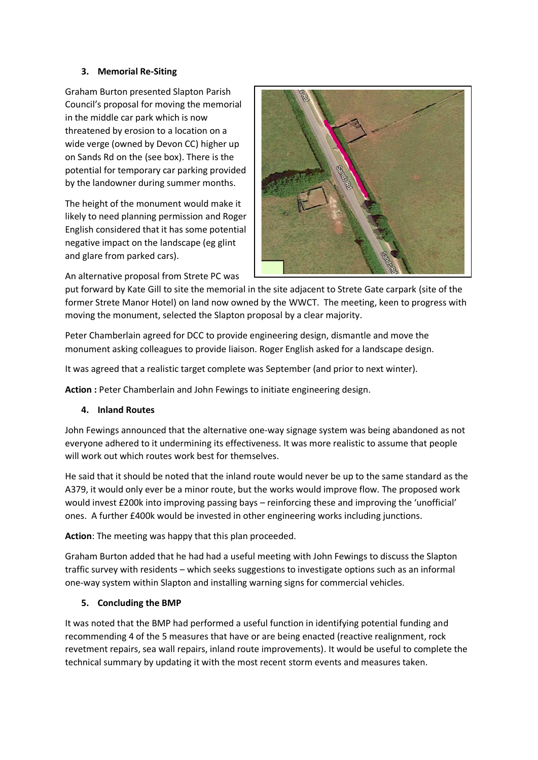### 3. Memorial Re-Siting

Graham Burton presented Slapton Parish Council's proposal for moving the memorial in the middle car park which is now threatened by erosion to a location on a wide verge (owned by Devon CC) higher up on Sands Rd on the (see box). There is the potential for temporary car parking provided by the landowner during summer months.

The height of the monument would make it likely to need planning permission and Roger English considered that it has some potential negative impact on the landscape (eg glint and glare from parked cars).

An alternative proposal from Strete PC was put forward by Kate Gill to site the memorial in the site adjacent to Strete Gate carpark (site of the former Strete Manor Hotel) on land now owned by the WWCT. The meeting, keen to progress with moving the monument, selected the Slapton proposal by a clear majority.

Peter Chamberlain agreed for DCC to provide engineering design, dismantle and move the monument asking colleagues to provide liaison. Roger English asked for a landscape design.

It was agreed that a realistic target complete was September (and prior to next winter).

**Action :** Peter Chamberlain and John Fewings to initiate engineering design.

### 4. Inland Routes

John Fewings announced that the alternative one-way signage system was being abandoned as not everyone adhered to it undermining its effectiveness. It was more realistic to assume that people will work out which routes work best for themselves.

He said that it should be noted that the inland route would never be up to the same standard as the A379, it would only ever be a minor route, but the works would improve flow. The proposed work would invest £200k into improving passing bays – reinforcing these and improving the 'unofficial' ones. A further £400k would be invested in other engineering works including junctions.

**Action**: The meeting was happy that this plan proceeded.

Graham Burton added that he had had a useful meeting with John Fewings to discuss the Slapton traffic survey with residents – which seeks suggestions to investigate options such as an informal one-way system within Slapton and installing warning signs for commercial vehicles.

### 5. Concluding the BMP

It was noted that the BMP had performed a useful function in identifying potential funding and recommending 4 of the 5 measures that have or are being enacted (reactive realignment, rock revetment repairs, sea wall repairs, inland route improvements). It would be useful to complete the technical summary by updating it with the most recent storm events and measures taken.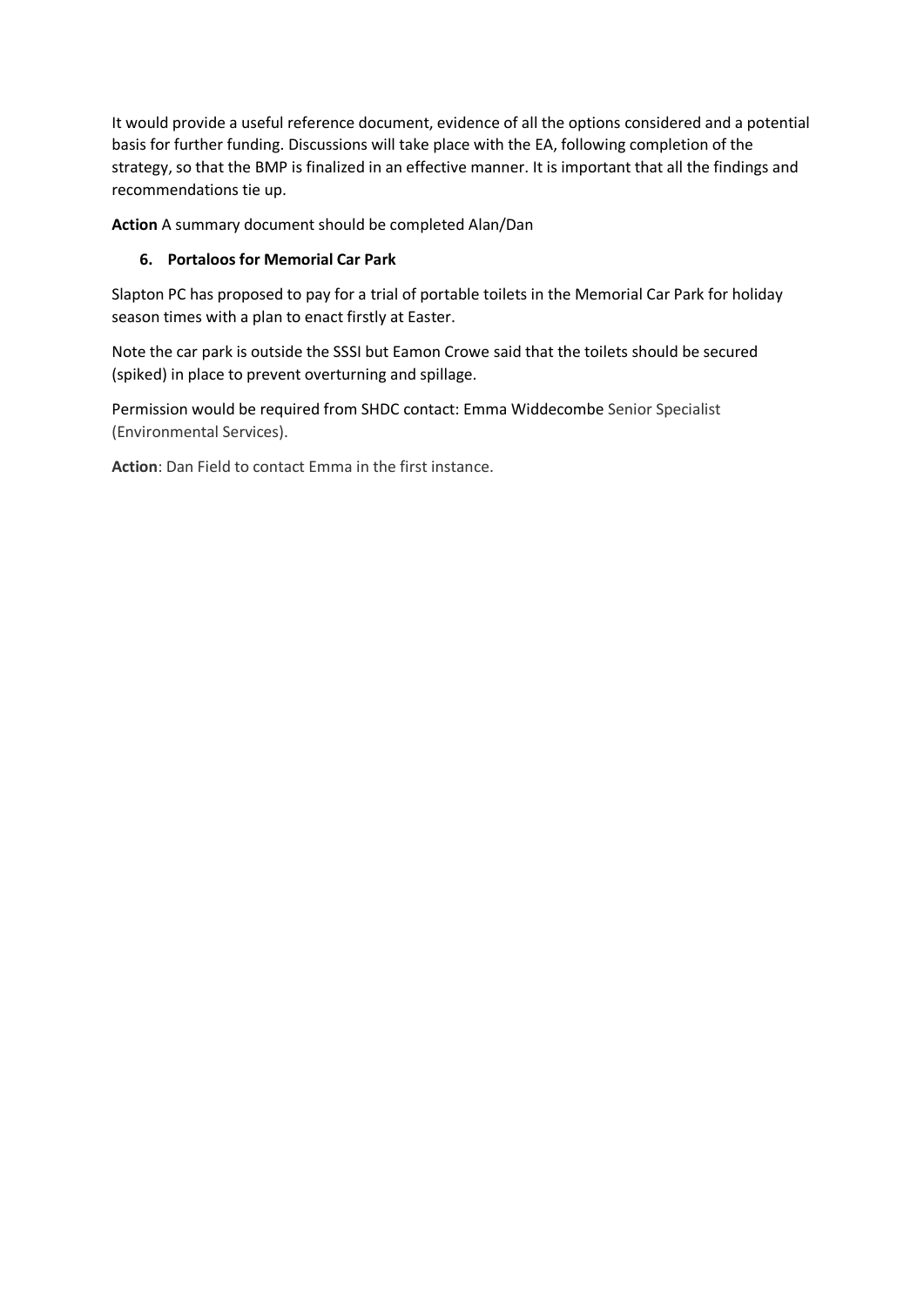It would provide a useful reference document, evidence of all the options considered and a potential basis for further funding. Discussions will take place with the EA, following completion of the strategy, so that the BMP is finalized in an effective manner. It is important that all the findings and recommendations tie up.

**Action** A summary document should be completed Alan/Dan

6. **Portaloos for Memorial Car Park**

Slapton PC has proposed to pay for a trial of portable toilets in the Memorial Car Park for holiday season times with a plan to enact firstly at Easter.

Note the car park is outside the SSSI but Eamon Crowe said that the toilets should be secured (spiked) in place to prevent overturning and spillage.

Permission would be required from SHDC contact: Emma Widdecombe Senior Specialist (Environmental Services).

**Action**: Dan Field to contact Emma in the first instance.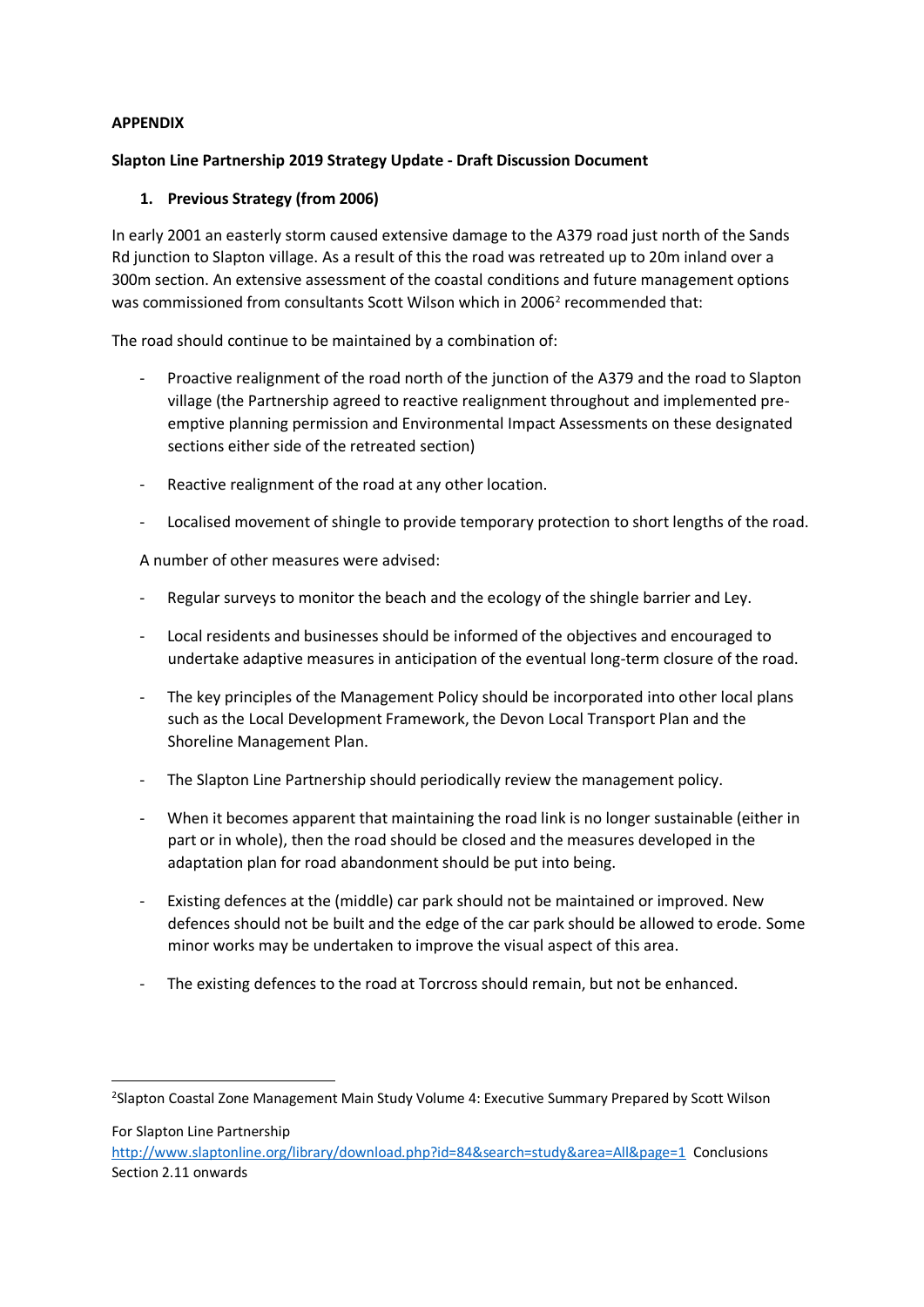**APPENDIX**

**Slapton Line Partnership 2019 Strategy Update - Draft Discussion Document**

1. **Previous Strategy (from 2006)**

In early 2001 an easterly storm caused extensive damage to the A379 road just north of the Sands Rd junction to Slapton village. As a result of this the road was retreated up to 20m inland over a 300m section. An extensive assessment of the coastal conditions and future management options was commissioned from consultants Scott Wilson which in 2006[2] recommended that:

The road should continue to be maintained by a combination of:

- Proactive realignment of the road north of the junction of the A379 and the road to Slapton village (the Partnership agreed to reactive realignment throughout and implemented pre-emptive planning permission and Environmental Impact Assessments on these designated sections either side of the retreated section)
- Reactive realignment of the road at any other location.
- Localised movement of shingle to provide temporary protection to short lengths of the road.

A number of other measures were advised:

- Regular surveys to monitor the beach and the ecology of the shingle barrier and Ley.
- Local residents and businesses should be informed of the objectives and encouraged to undertake adaptive measures in anticipation of the eventual long-term closure of the road.
- The key principles of the Management Policy should be incorporated into other local plans such as the Local Development Framework, the Devon Local Transport Plan and the Shoreline Management Plan.
- The Slapton Line Partnership should periodically review the management policy.
- When it becomes apparent that maintaining the road link is no longer sustainable (either in part or in whole), then the road should be closed and the measures developed in the adaptation plan for road abandonment should be put into being.
- Existing defences at the (middle) car park should not be maintained or improved. New defences should not be built and the edge of the car park should be allowed to erode. Some minor works may be undertaken to improve the visual aspect of this area.
- The existing defences to the road at Torcross should remain, but not be enhanced.

---

[2]Slapton Coastal Zone Management Main Study Volume 4: Executive Summary Prepared by Scott Wilson For Slapton Line Partnership http://www.slaptonline.org/library/download.php?id=84&search=study&area=All&page=1 Conclusions Section 2.11 onwards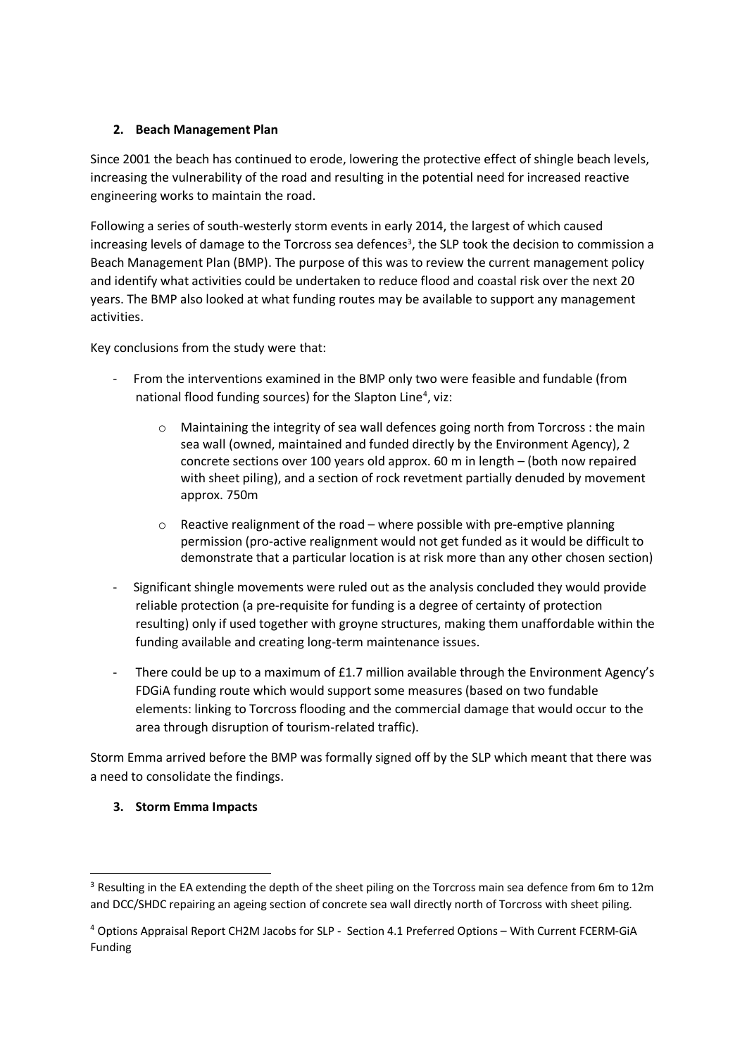## 2. Beach Management Plan

Since 2001 the beach has continued to erode, lowering the protective effect of shingle beach levels, increasing the vulnerability of the road and resulting in the potential need for increased reactive engineering works to maintain the road.

Following a series of south-westerly storm events in early 2014, the largest of which caused increasing levels of damage to the Torcross sea defences[3], the SLP took the decision to commission a Beach Management Plan (BMP). The purpose of this was to review the current management policy and identify what activities could be undertaken to reduce flood and coastal risk over the next 20 years. The BMP also looked at what funding routes may be available to support any management activities.

Key conclusions from the study were that:

- From the interventions examined in the BMP only two were feasible and fundable (from national flood funding sources) for the Slapton Line[4], viz:
    - Maintaining the integrity of sea wall defences going north from Torcross : the main sea wall (owned, maintained and funded directly by the Environment Agency), 2 concrete sections over 100 years old approx. 60 m in length – (both now repaired with sheet piling), and a section of rock revetment partially denuded by movement approx. 750m
    - Reactive realignment of the road – where possible with pre-emptive planning permission (pro-active realignment would not get funded as it would be difficult to demonstrate that a particular location is at risk more than any other chosen section)
- Significant shingle movements were ruled out as the analysis concluded they would provide reliable protection (a pre-requisite for funding is a degree of certainty of protection resulting) only if used together with groyne structures, making them unaffordable within the funding available and creating long-term maintenance issues.
- There could be up to a maximum of £1.7 million available through the Environment Agency's FDGiA funding route which would support some measures (based on two fundable elements: linking to Torcross flooding and the commercial damage that would occur to the area through disruption of tourism-related traffic).

Storm Emma arrived before the BMP was formally signed off by the SLP which meant that there was a need to consolidate the findings.

## 3. Storm Emma Impacts

[3] Resulting in the EA extending the depth of the sheet piling on the Torcross main sea defence from 6m to 12m and DCC/SHDC repairing an ageing section of concrete sea wall directly north of Torcross with sheet piling.

[4] Options Appraisal Report CH2M Jacobs for SLP - Section 4.1 Preferred Options – With Current FCERM-GiA Funding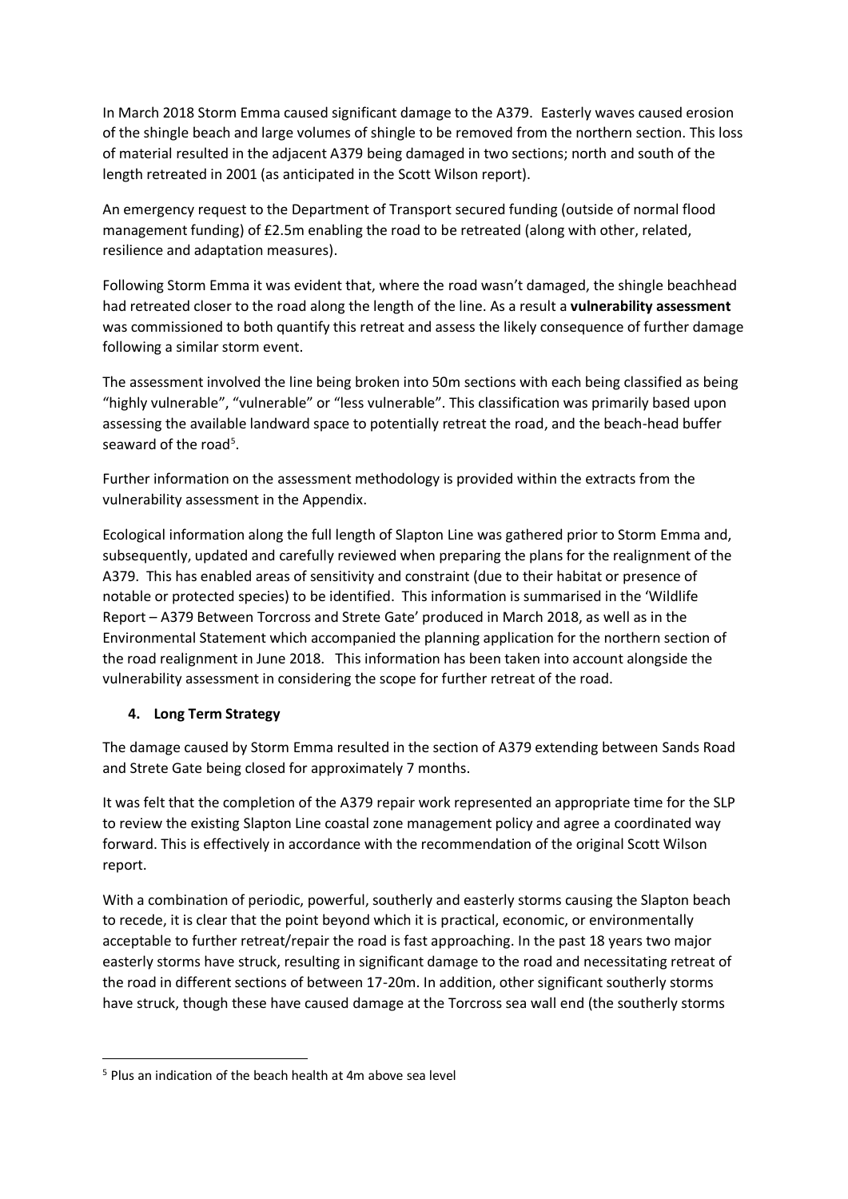In March 2018 Storm Emma caused significant damage to the A379. Easterly waves caused erosion of the shingle beach and large volumes of shingle to be removed from the northern section. This loss of material resulted in the adjacent A379 being damaged in two sections; north and south of the length retreated in 2001 (as anticipated in the Scott Wilson report).

An emergency request to the Department of Transport secured funding (outside of normal flood management funding) of £2.5m enabling the road to be retreated (along with other, related, resilience and adaptation measures).

Following Storm Emma it was evident that, where the road wasn't damaged, the shingle beachhead had retreated closer to the road along the length of the line. As a result a **vulnerability assessment** was commissioned to both quantify this retreat and assess the likely consequence of further damage following a similar storm event.

The assessment involved the line being broken into 50m sections with each being classified as being "highly vulnerable", "vulnerable" or "less vulnerable". This classification was primarily based upon assessing the available landward space to potentially retreat the road, and the beach-head buffer seaward of the road[5].

Further information on the assessment methodology is provided within the extracts from the vulnerability assessment in the Appendix.

Ecological information along the full length of Slapton Line was gathered prior to Storm Emma and, subsequently, updated and carefully reviewed when preparing the plans for the realignment of the A379. This has enabled areas of sensitivity and constraint (due to their habitat or presence of notable or protected species) to be identified. This information is summarised in the 'Wildlife Report – A379 Between Torcross and Strete Gate' produced in March 2018, as well as in the Environmental Statement which accompanied the planning application for the northern section of the road realignment in June 2018. This information has been taken into account alongside the vulnerability assessment in considering the scope for further retreat of the road.

## 4. Long Term Strategy

The damage caused by Storm Emma resulted in the section of A379 extending between Sands Road and Strete Gate being closed for approximately 7 months.

It was felt that the completion of the A379 repair work represented an appropriate time for the SLP to review the existing Slapton Line coastal zone management policy and agree a coordinated way forward. This is effectively in accordance with the recommendation of the original Scott Wilson report.

With a combination of periodic, powerful, southerly and easterly storms causing the Slapton beach to recede, it is clear that the point beyond which it is practical, economic, or environmentally acceptable to further retreat/repair the road is fast approaching. In the past 18 years two major easterly storms have struck, resulting in significant damage to the road and necessitating retreat of the road in different sections of between 17-20m. In addition, other significant southerly storms have struck, though these have caused damage at the Torcross sea wall end (the southerly storms

[5] Plus an indication of the beach health at 4m above sea level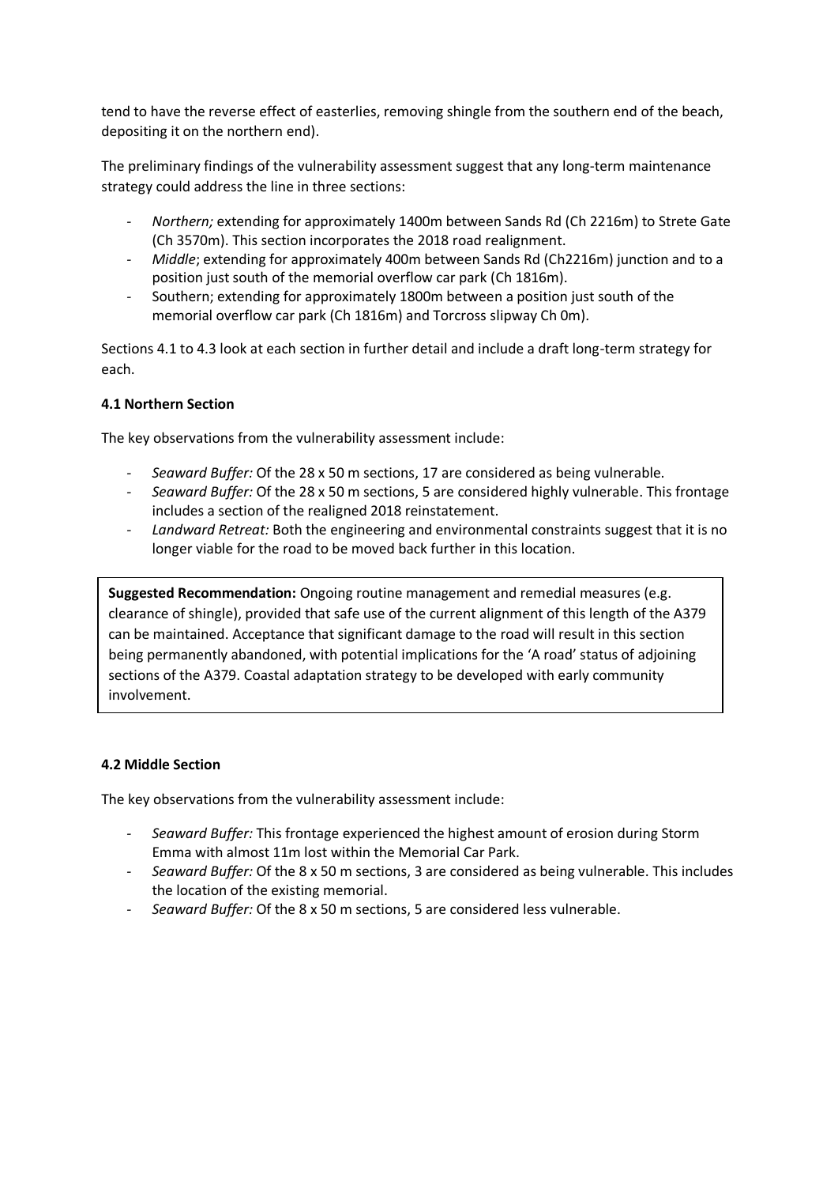tend to have the reverse effect of easterlies, removing shingle from the southern end of the beach, depositing it on the northern end).

The preliminary findings of the vulnerability assessment suggest that any long-term maintenance strategy could address the line in three sections:

- *Northern;* extending for approximately 1400m between Sands Rd (Ch 2216m) to Strete Gate (Ch 3570m). This section incorporates the 2018 road realignment.
- *Middle*; extending for approximately 400m between Sands Rd (Ch2216m) junction and to a position just south of the memorial overflow car park (Ch 1816m).
- Southern; extending for approximately 1800m between a position just south of the memorial overflow car park (Ch 1816m) and Torcross slipway Ch 0m).

Sections 4.1 to 4.3 look at each section in further detail and include a draft long-term strategy for each.

### 4.1 Northern Section

The key observations from the vulnerability assessment include:

- *Seaward Buffer:* Of the 28 x 50 m sections, 17 are considered as being vulnerable.
- *Seaward Buffer:* Of the 28 x 50 m sections, 5 are considered highly vulnerable. This frontage includes a section of the realigned 2018 reinstatement.
- *Landward Retreat:* Both the engineering and environmental constraints suggest that it is no longer viable for the road to be moved back further in this location.

**Suggested Recommendation:** Ongoing routine management and remedial measures (e.g. clearance of shingle), provided that safe use of the current alignment of this length of the A379 can be maintained. Acceptance that significant damage to the road will result in this section being permanently abandoned, with potential implications for the 'A road' status of adjoining sections of the A379. Coastal adaptation strategy to be developed with early community involvement.

### 4.2 Middle Section

The key observations from the vulnerability assessment include:

- *Seaward Buffer:* This frontage experienced the highest amount of erosion during Storm Emma with almost 11m lost within the Memorial Car Park.
- *Seaward Buffer:* Of the 8 x 50 m sections, 3 are considered as being vulnerable. This includes the location of the existing memorial.
- *Seaward Buffer:* Of the 8 x 50 m sections, 5 are considered less vulnerable.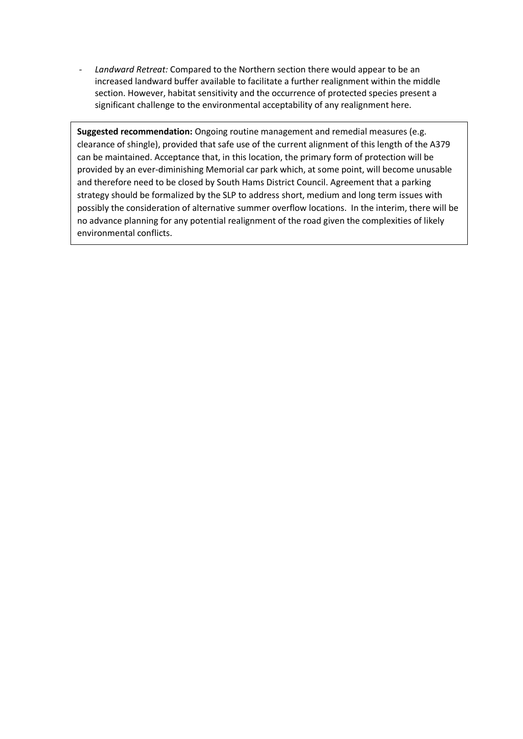- *Landward Retreat:* Compared to the Northern section there would appear to be an increased landward buffer available to facilitate a further realignment within the middle section. However, habitat sensitivity and the occurrence of protected species present a significant challenge to the environmental acceptability of any realignment here.

**Suggested recommendation:** Ongoing routine management and remedial measures (e.g. clearance of shingle), provided that safe use of the current alignment of this length of the A379 can be maintained. Acceptance that, in this location, the primary form of protection will be provided by an ever-diminishing Memorial car park which, at some point, will become unusable and therefore need to be closed by South Hams District Council. Agreement that a parking strategy should be formalized by the SLP to address short, medium and long term issues with possibly the consideration of alternative summer overflow locations. In the interim, there will be no advance planning for any potential realignment of the road given the complexities of likely environmental conflicts.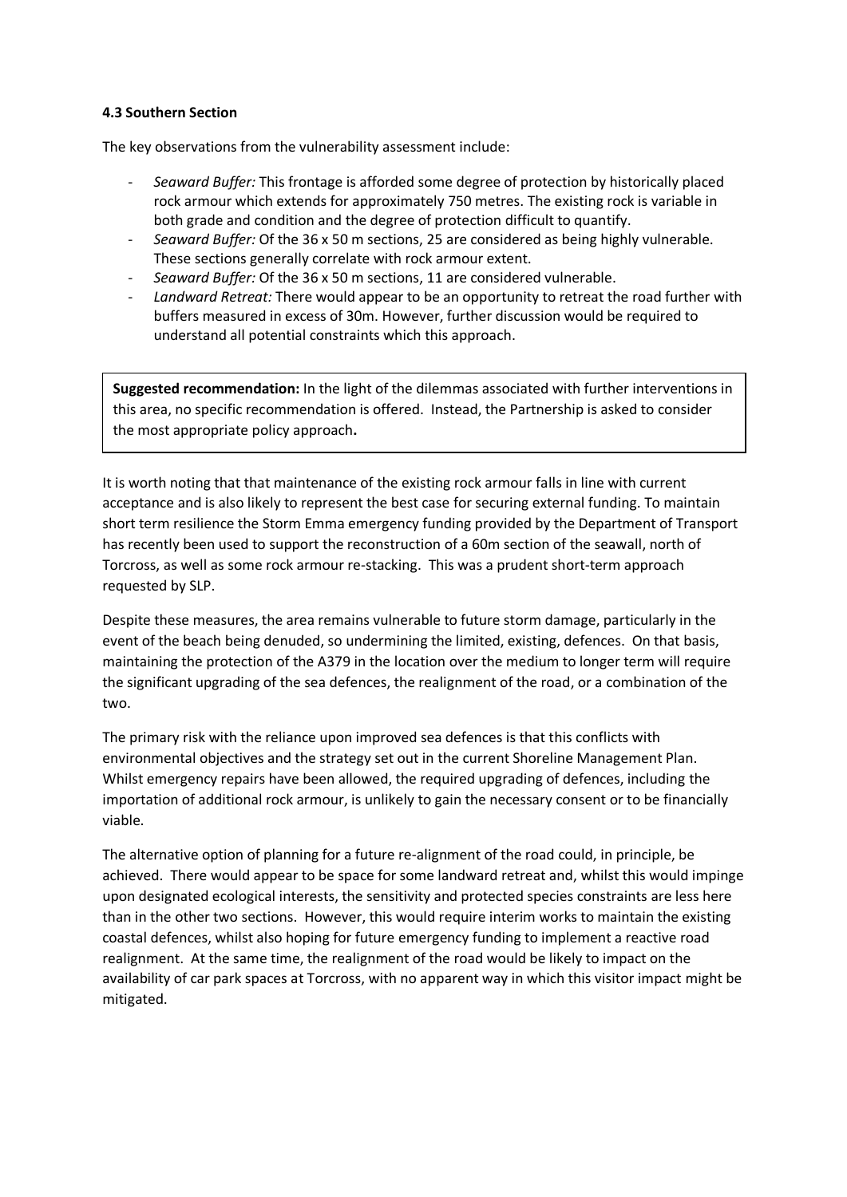**4.3 Southern Section**

The key observations from the vulnerability assessment include:

- *Seaward Buffer:* This frontage is afforded some degree of protection by historically placed rock armour which extends for approximately 750 metres. The existing rock is variable in both grade and condition and the degree of protection difficult to quantify.
- *Seaward Buffer:* Of the 36 x 50 m sections, 25 are considered as being highly vulnerable. These sections generally correlate with rock armour extent.
- *Seaward Buffer:* Of the 36 x 50 m sections, 11 are considered vulnerable.
- *Landward Retreat:* There would appear to be an opportunity to retreat the road further with buffers measured in excess of 30m. However, further discussion would be required to understand all potential constraints which this approach.

**Suggested recommendation:** In the light of the dilemmas associated with further interventions in this area, no specific recommendation is offered. Instead, the Partnership is asked to consider the most appropriate policy approach**.**

It is worth noting that that maintenance of the existing rock armour falls in line with current acceptance and is also likely to represent the best case for securing external funding. To maintain short term resilience the Storm Emma emergency funding provided by the Department of Transport has recently been used to support the reconstruction of a 60m section of the seawall, north of Torcross, as well as some rock armour re-stacking. This was a prudent short-term approach requested by SLP.

Despite these measures, the area remains vulnerable to future storm damage, particularly in the event of the beach being denuded, so undermining the limited, existing, defences. On that basis, maintaining the protection of the A379 in the location over the medium to longer term will require the significant upgrading of the sea defences, the realignment of the road, or a combination of the two.

The primary risk with the reliance upon improved sea defences is that this conflicts with environmental objectives and the strategy set out in the current Shoreline Management Plan. Whilst emergency repairs have been allowed, the required upgrading of defences, including the importation of additional rock armour, is unlikely to gain the necessary consent or to be financially viable.

The alternative option of planning for a future re-alignment of the road could, in principle, be achieved. There would appear to be space for some landward retreat and, whilst this would impinge upon designated ecological interests, the sensitivity and protected species constraints are less here than in the other two sections. However, this would require interim works to maintain the existing coastal defences, whilst also hoping for future emergency funding to implement a reactive road realignment. At the same time, the realignment of the road would be likely to impact on the availability of car park spaces at Torcross, with no apparent way in which this visitor impact might be mitigated.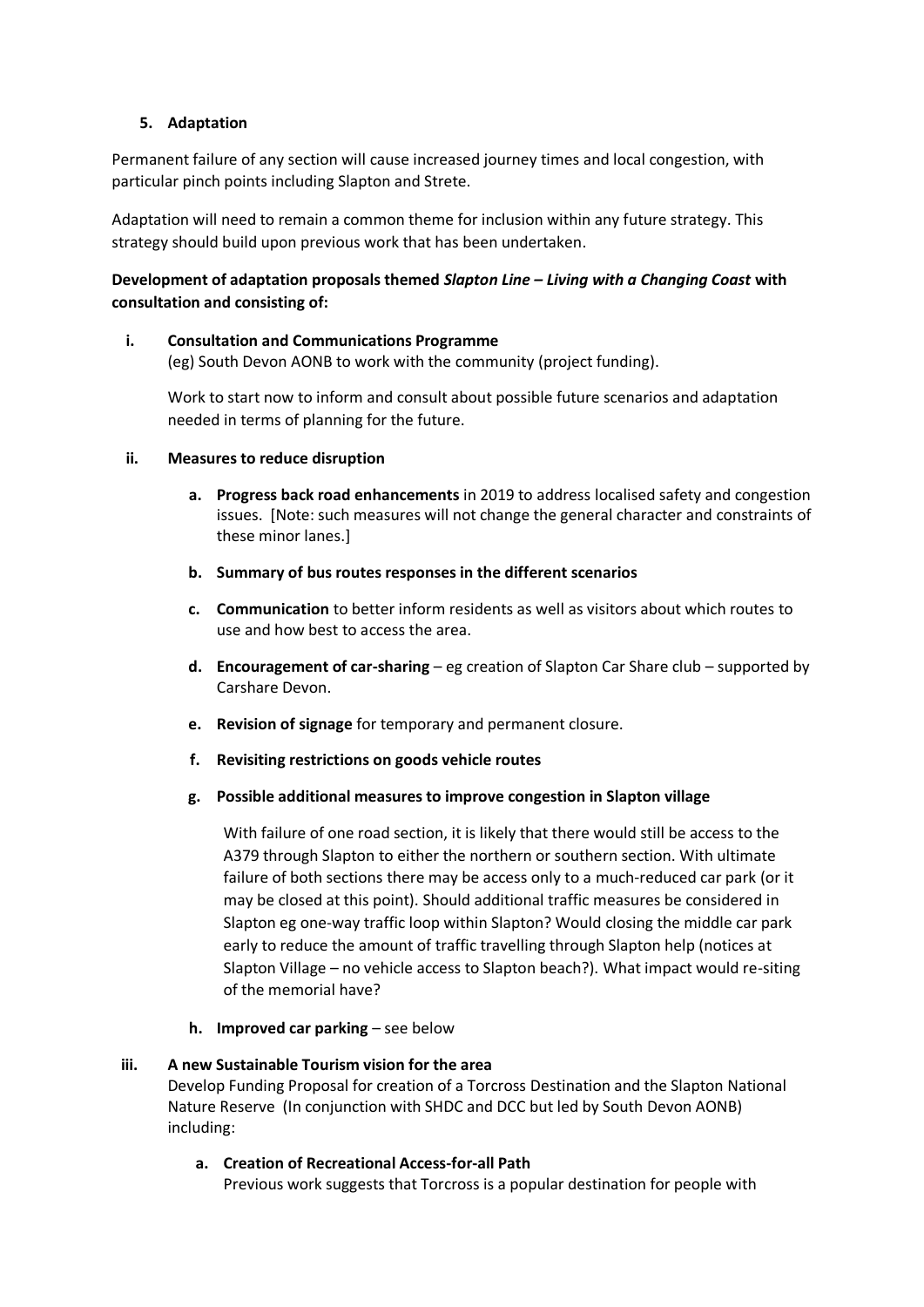## 5. Adaptation

Permanent failure of any section will cause increased journey times and local congestion, with particular pinch points including Slapton and Strete.

Adaptation will need to remain a common theme for inclusion within any future strategy. This strategy should build upon previous work that has been undertaken.

**Development of adaptation proposals themed *Slapton Line – Living with a Changing Coast* with consultation and consisting of:**

**i. Consultation and Communications Programme**
(eg) South Devon AONB to work with the community (project funding).

Work to start now to inform and consult about possible future scenarios and adaptation needed in terms of planning for the future.

**ii. Measures to reduce disruption**

**a. Progress back road enhancements** in 2019 to address localised safety and congestion issues. [Note: such measures will not change the general character and constraints of these minor lanes.]

**b. Summary of bus routes responses in the different scenarios**

**c. Communication** to better inform residents as well as visitors about which routes to use and how best to access the area.

**d. Encouragement of car-sharing** – eg creation of Slapton Car Share club – supported by Carshare Devon.

**e. Revision of signage** for temporary and permanent closure.

**f. Revisiting restrictions on goods vehicle routes**

**g. Possible additional measures to improve congestion in Slapton village**

With failure of one road section, it is likely that there would still be access to the A379 through Slapton to either the northern or southern section. With ultimate failure of both sections there may be access only to a much-reduced car park (or it may be closed at this point). Should additional traffic measures be considered in Slapton eg one-way traffic loop within Slapton? Would closing the middle car park early to reduce the amount of traffic travelling through Slapton help (notices at Slapton Village – no vehicle access to Slapton beach?). What impact would re-siting of the memorial have?

**h. Improved car parking** – see below

**iii. A new Sustainable Tourism vision for the area**
Develop Funding Proposal for creation of a Torcross Destination and the Slapton National Nature Reserve (In conjunction with SHDC and DCC but led by South Devon AONB) including:

**a. Creation of Recreational Access-for-all Path**
Previous work suggests that Torcross is a popular destination for people with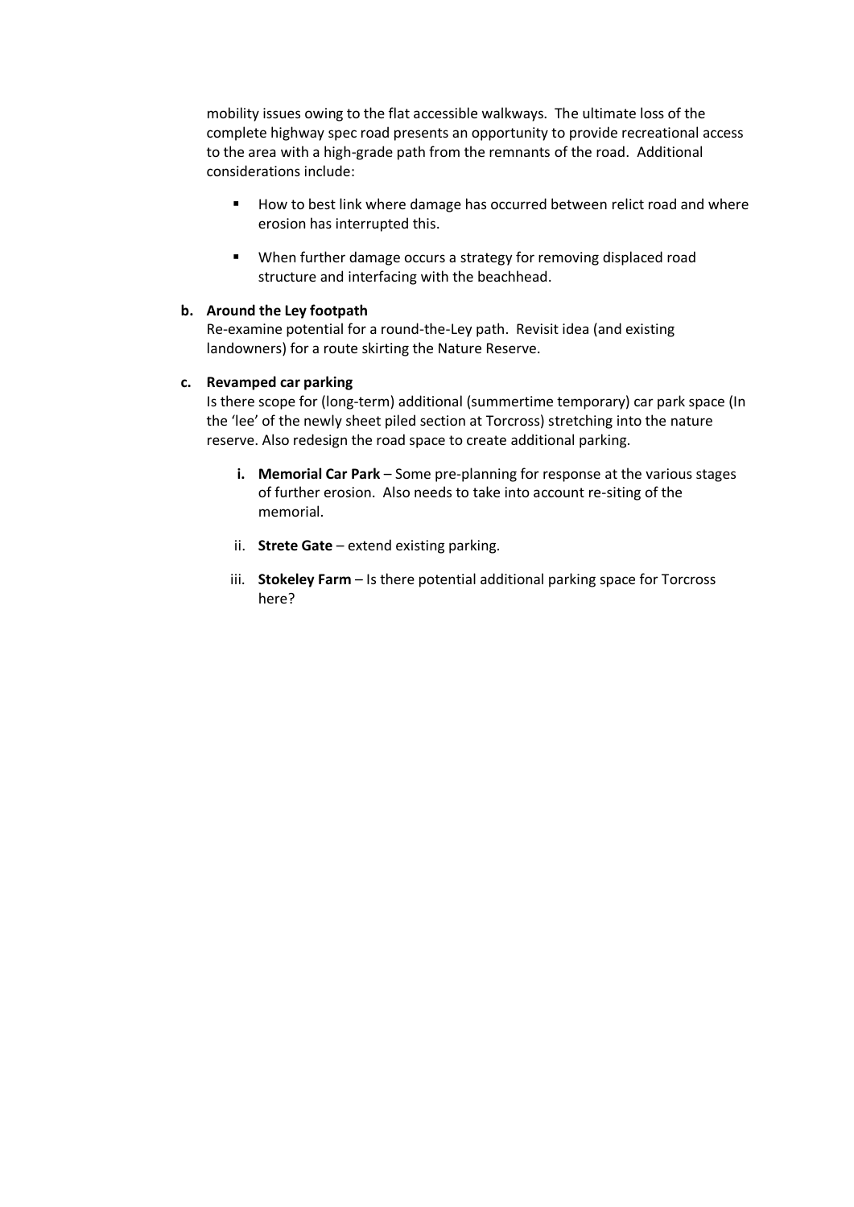mobility issues owing to the flat accessible walkways. The ultimate loss of the complete highway spec road presents an opportunity to provide recreational access to the area with a high-grade path from the remnants of the road. Additional considerations include:

- How to best link where damage has occurred between relict road and where erosion has interrupted this.
- When further damage occurs a strategy for removing displaced road structure and interfacing with the beachhead.

**b. Around the Ley footpath**

Re-examine potential for a round-the-Ley path. Revisit idea (and existing landowners) for a route skirting the Nature Reserve.

**c. Revamped car parking**

Is there scope for (long-term) additional (summertime temporary) car park space (In the 'lee' of the newly sheet piled section at Torcross) stretching into the nature reserve. Also redesign the road space to create additional parking.

i. **Memorial Car Park** – Some pre-planning for response at the various stages of further erosion. Also needs to take into account re-siting of the memorial.

ii. **Strete Gate** – extend existing parking.

iii. **Stokeley Farm** – Is there potential additional parking space for Torcross here?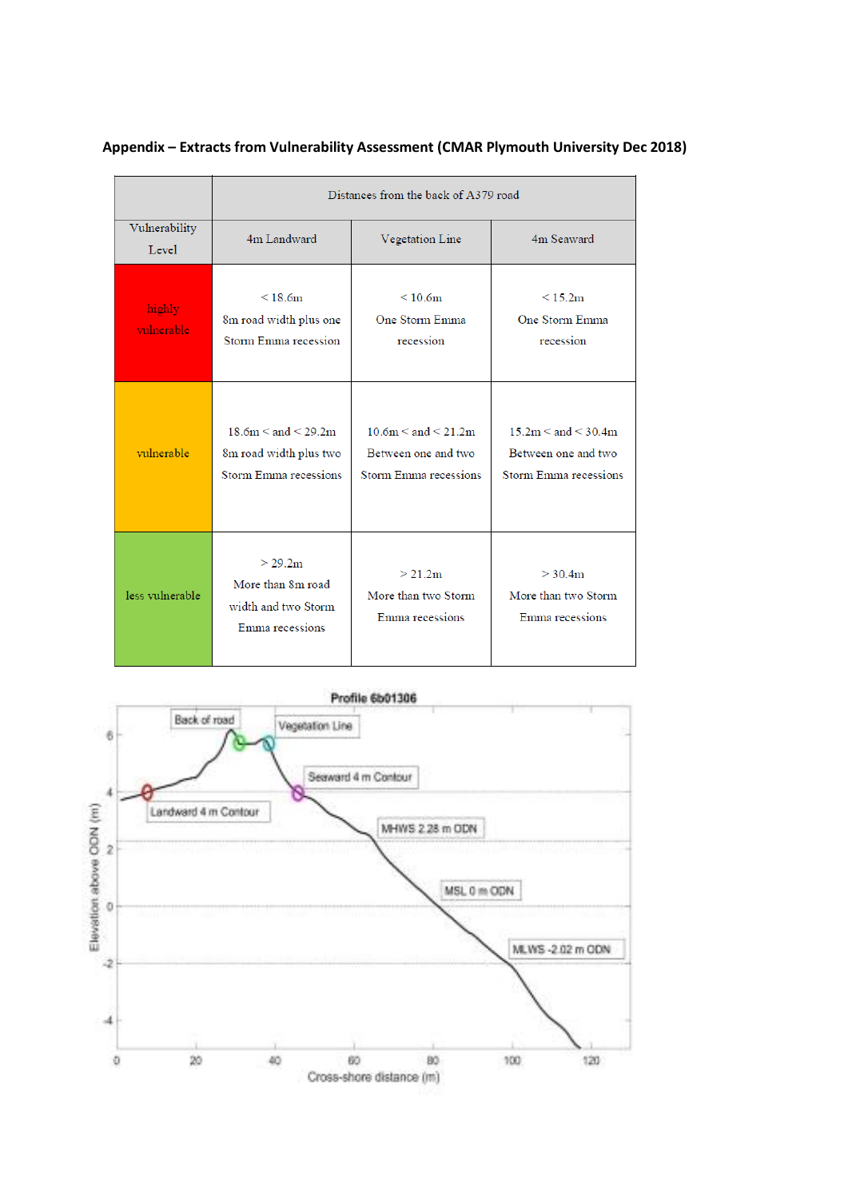## Appendix – Extracts from Vulnerability Assessment (CMAR Plymouth University Dec 2018)

| | Distances from the back of A379 road | | |
|---|---|---|---|
| Vulnerability Level | 4m Landward | Vegetation Line | 4m Seaward |
| highly vulnerable | < 18.6m 8m road width plus one Storm Emma recession | < 10.6m One Storm Emma recession | < 15.2m One Storm Emma recession |
| vulnerable | 18.6m < and < 29.2m 8m road width plus two Storm Emma recessions | 10.6m < and < 21.2m Between one and two Storm Emma recessions | 15.2m < and < 30.4m Between one and two Storm Emma recessions |
| less vulnerable | > 29.2m More than 8m road width and two Storm Emma recessions | > 21.2m More than two Storm Emma recessions | > 30.4m More than two Storm Emma recessions |

**Profile 6b01306**

Back of road; Vegetation Line; Seaward 4 m Contour; Landward 4 m Contour; MHWS 2.28 m ODN; MSL 0 m ODN; MLWS -2.02 m ODN

Elevation above ODN (m)

Cross-shore distance (m)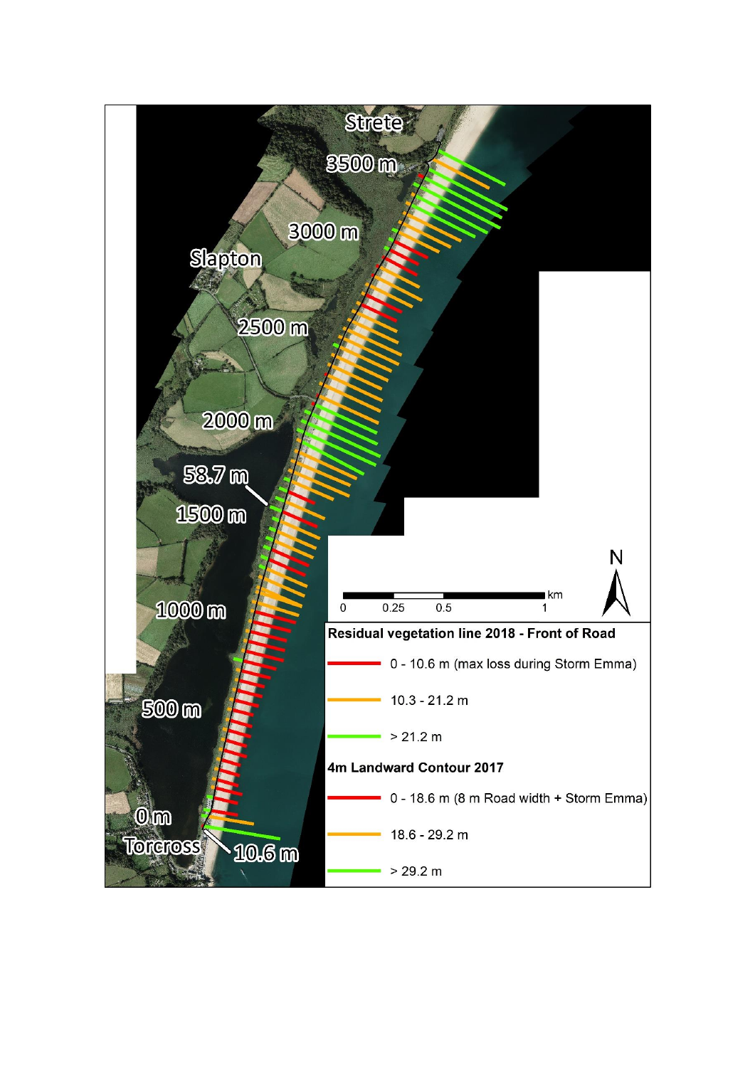Strete

3500 m

3000 m

Slapton

2500 m

2000 m

58.7 m

1500 m

1000 m

500 m

0 m

Torcross

10.6 m

0 0.25 0.5 1 km

N

**Residual vegetation line 2018 - Front of Road**

- 0 - 10.6 m (max loss during Storm Emma)
- 10.3 - 21.2 m
- > 21.2 m

**4m Landward Contour 2017**

- 0 - 18.6 m (8 m Road width + Storm Emma)
- 18.6 - 29.2 m
- > 29.2 m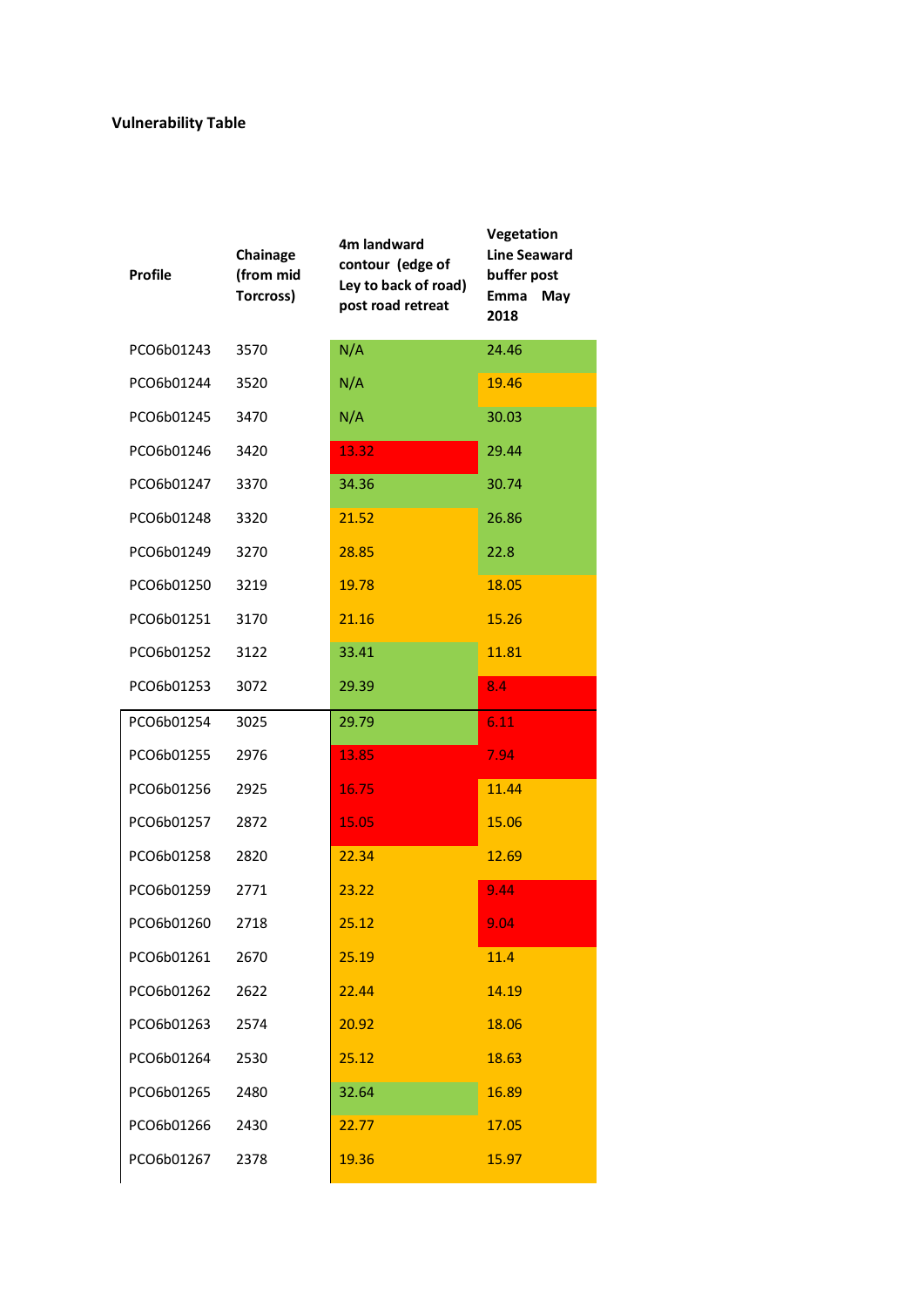**Vulnerability Table**

| Profile | Chainage (from mid Torcross) | 4m landward contour (edge of Ley to back of road) post road retreat | Vegetation Line Seaward buffer post Emma May 2018 |
|---|---|---|---|
| PCO6b01243 | 3570 | N/A | 24.46 |
| PCO6b01244 | 3520 | N/A | 19.46 |
| PCO6b01245 | 3470 | N/A | 30.03 |
| PCO6b01246 | 3420 | 13.32 | 29.44 |
| PCO6b01247 | 3370 | 34.36 | 30.74 |
| PCO6b01248 | 3320 | 21.52 | 26.86 |
| PCO6b01249 | 3270 | 28.85 | 22.8 |
| PCO6b01250 | 3219 | 19.78 | 18.05 |
| PCO6b01251 | 3170 | 21.16 | 15.26 |
| PCO6b01252 | 3122 | 33.41 | 11.81 |
| PCO6b01253 | 3072 | 29.39 | 8.4 |
| PCO6b01254 | 3025 | 29.79 | 6.11 |
| PCO6b01255 | 2976 | 13.85 | 7.94 |
| PCO6b01256 | 2925 | 16.75 | 11.44 |
| PCO6b01257 | 2872 | 15.05 | 15.06 |
| PCO6b01258 | 2820 | 22.34 | 12.69 |
| PCO6b01259 | 2771 | 23.22 | 9.44 |
| PCO6b01260 | 2718 | 25.12 | 9.04 |
| PCO6b01261 | 2670 | 25.19 | 11.4 |
| PCO6b01262 | 2622 | 22.44 | 14.19 |
| PCO6b01263 | 2574 | 20.92 | 18.06 |
| PCO6b01264 | 2530 | 25.12 | 18.63 |
| PCO6b01265 | 2480 | 32.64 | 16.89 |
| PCO6b01266 | 2430 | 22.77 | 17.05 |
| PCO6b01267 | 2378 | 19.36 | 15.97 |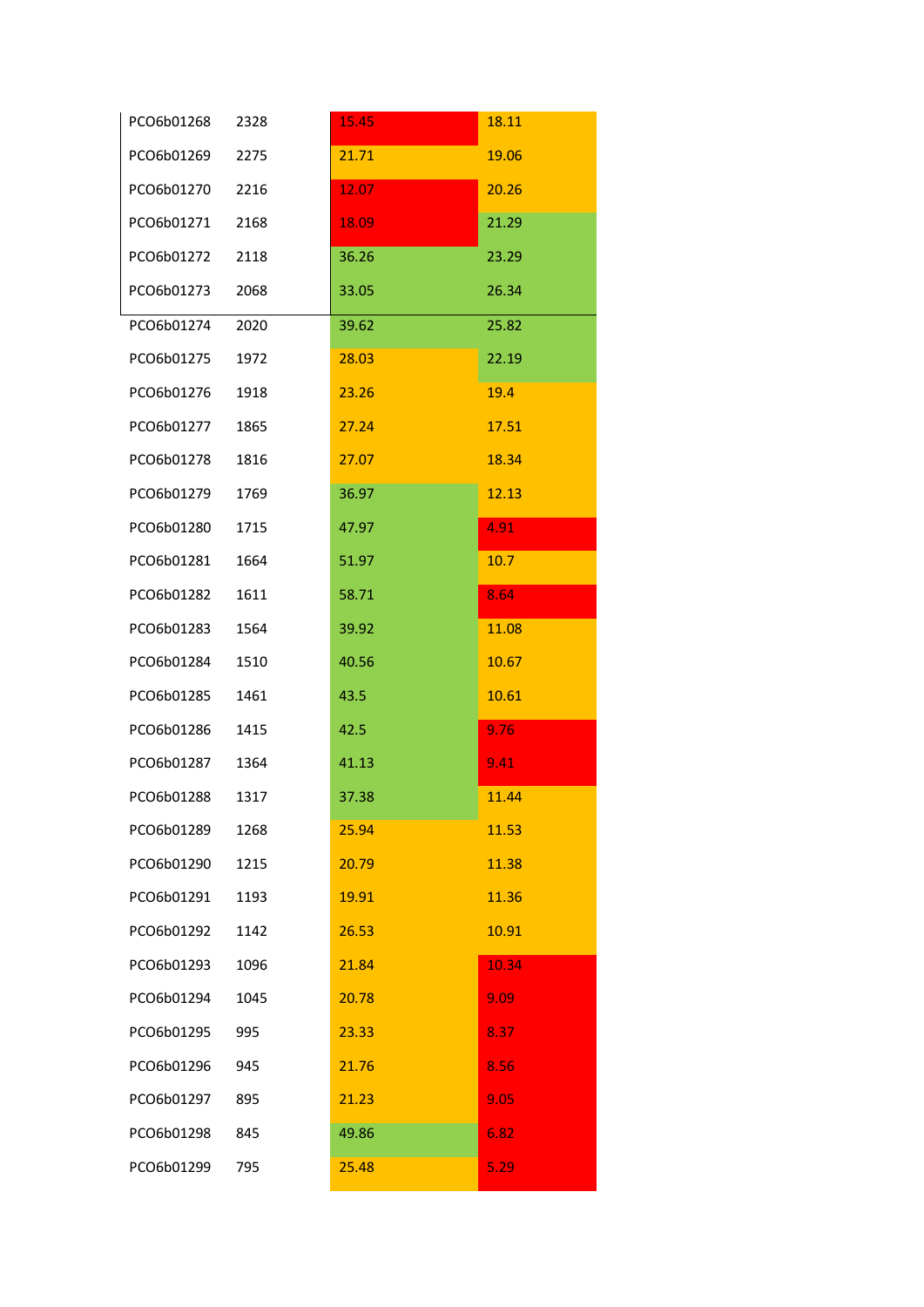| | | | |
|---|---|---|---|
| PCO6b01268 | 2328 | 15.45 | 18.11 |
| PCO6b01269 | 2275 | 21.71 | 19.06 |
| PCO6b01270 | 2216 | 12.07 | 20.26 |
| PCO6b01271 | 2168 | 18.09 | 21.29 |
| PCO6b01272 | 2118 | 36.26 | 23.29 |
| PCO6b01273 | 2068 | 33.05 | 26.34 |
| PCO6b01274 | 2020 | 39.62 | 25.82 |
| PCO6b01275 | 1972 | 28.03 | 22.19 |
| PCO6b01276 | 1918 | 23.26 | 19.4 |
| PCO6b01277 | 1865 | 27.24 | 17.51 |
| PCO6b01278 | 1816 | 27.07 | 18.34 |
| PCO6b01279 | 1769 | 36.97 | 12.13 |
| PCO6b01280 | 1715 | 47.97 | 4.91 |
| PCO6b01281 | 1664 | 51.97 | 10.7 |
| PCO6b01282 | 1611 | 58.71 | 8.64 |
| PCO6b01283 | 1564 | 39.92 | 11.08 |
| PCO6b01284 | 1510 | 40.56 | 10.67 |
| PCO6b01285 | 1461 | 43.5 | 10.61 |
| PCO6b01286 | 1415 | 42.5 | 9.76 |
| PCO6b01287 | 1364 | 41.13 | 9.41 |
| PCO6b01288 | 1317 | 37.38 | 11.44 |
| PCO6b01289 | 1268 | 25.94 | 11.53 |
| PCO6b01290 | 1215 | 20.79 | 11.38 |
| PCO6b01291 | 1193 | 19.91 | 11.36 |
| PCO6b01292 | 1142 | 26.53 | 10.91 |
| PCO6b01293 | 1096 | 21.84 | 10.34 |
| PCO6b01294 | 1045 | 20.78 | 9.09 |
| PCO6b01295 | 995 | 23.33 | 8.37 |
| PCO6b01296 | 945 | 21.76 | 8.56 |
| PCO6b01297 | 895 | 21.23 | 9.05 |
| PCO6b01298 | 845 | 49.86 | 6.82 |
| PCO6b01299 | 795 | 25.48 | 5.29 |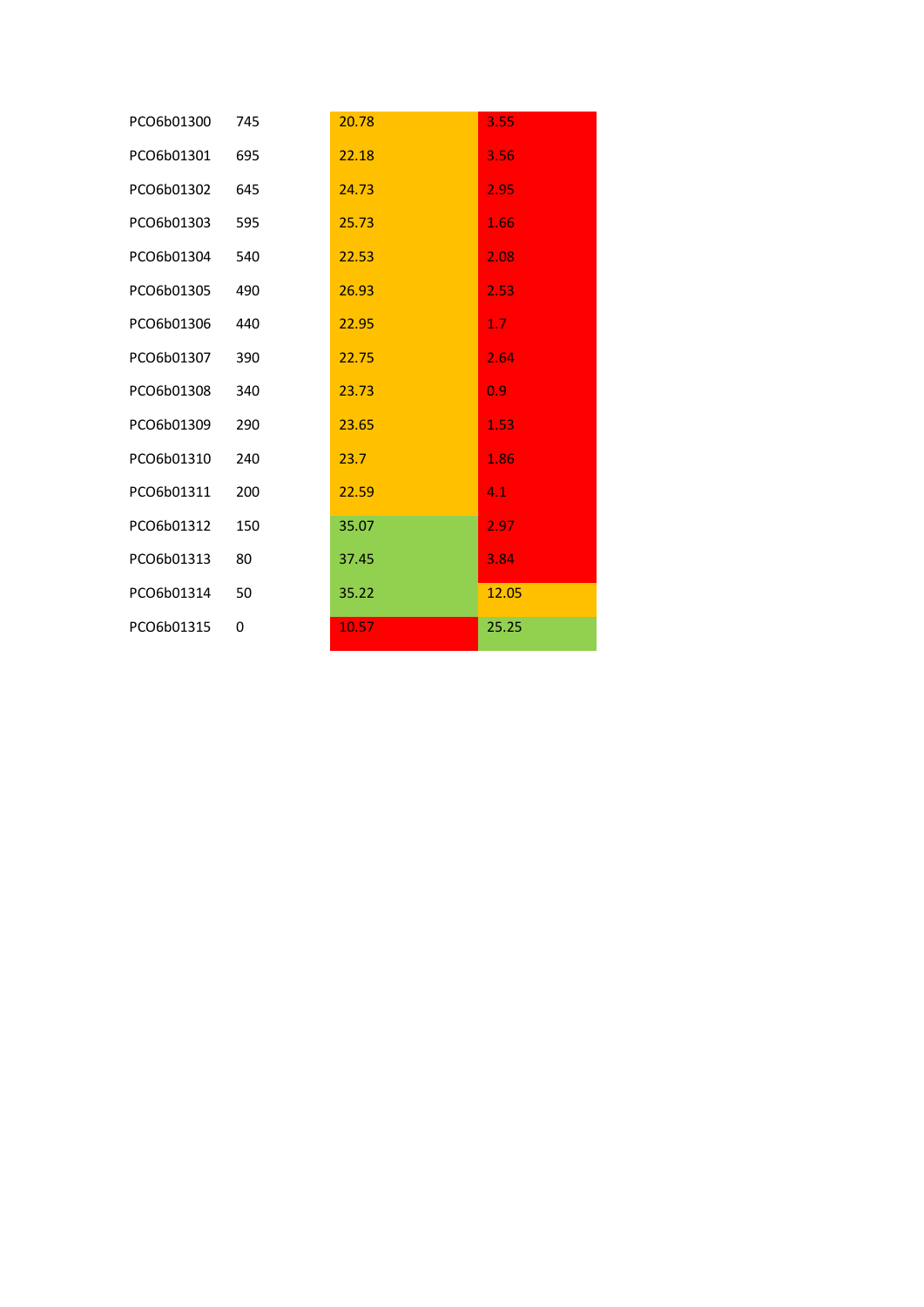| | | | |
|---|---|---|---|
| PCO6b01300 | 745 | 20.78 | 3.55 |
| PCO6b01301 | 695 | 22.18 | 3.56 |
| PCO6b01302 | 645 | 24.73 | 2.95 |
| PCO6b01303 | 595 | 25.73 | 1.66 |
| PCO6b01304 | 540 | 22.53 | 2.08 |
| PCO6b01305 | 490 | 26.93 | 2.53 |
| PCO6b01306 | 440 | 22.95 | 1.7 |
| PCO6b01307 | 390 | 22.75 | 2.64 |
| PCO6b01308 | 340 | 23.73 | 0.9 |
| PCO6b01309 | 290 | 23.65 | 1.53 |
| PCO6b01310 | 240 | 23.7 | 1.86 |
| PCO6b01311 | 200 | 22.59 | 4.1 |
| PCO6b01312 | 150 | 35.07 | 2.97 |
| PCO6b01313 | 80 | 37.45 | 3.84 |
| PCO6b01314 | 50 | 35.22 | 12.05 |
| PCO6b01315 | 0 | 10.57 | 25.25 |